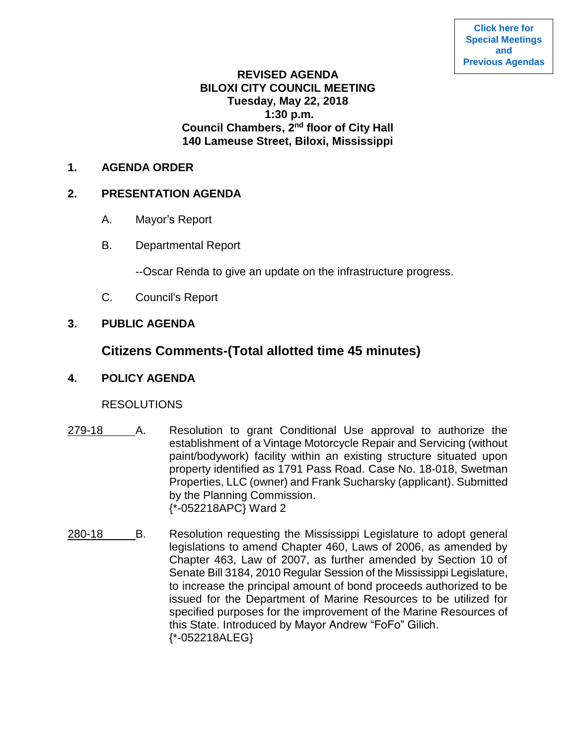Click here for Special Meetings and Previous Agendas

# REVISED AGENDA
## BILOXI CITY COUNCIL MEETING
**Tuesday, May 22, 2018**
**1:30 p.m.**
**Council Chambers, 2nd floor of City Hall**
**140 Lameuse Street, Biloxi, Mississippi**

**1. AGENDA ORDER**

**2. PRESENTATION AGENDA**

A. Mayor's Report

B. Departmental Report

--Oscar Renda to give an update on the infrastructure progress.

C. Council's Report

**3. PUBLIC AGENDA**

**Citizens Comments-(Total allotted time 45 minutes)**

**4. POLICY AGENDA**

RESOLUTIONS

279-18 A. Resolution to grant Conditional Use approval to authorize the establishment of a Vintage Motorcycle Repair and Servicing (without paint/bodywork) facility within an existing structure situated upon property identified as 1791 Pass Road. Case No. 18-018, Swetman Properties, LLC (owner) and Frank Sucharsky (applicant). Submitted by the Planning Commission.
{*-052218APC} Ward 2

280-18 B. Resolution requesting the Mississippi Legislature to adopt general legislations to amend Chapter 460, Laws of 2006, as amended by Chapter 463, Law of 2007, as further amended by Section 10 of Senate Bill 3184, 2010 Regular Session of the Mississippi Legislature, to increase the principal amount of bond proceeds authorized to be issued for the Department of Marine Resources to be utilized for specified purposes for the improvement of the Marine Resources of this State. Introduced by Mayor Andrew "FoFo" Gilich.
{*-052218ALEG}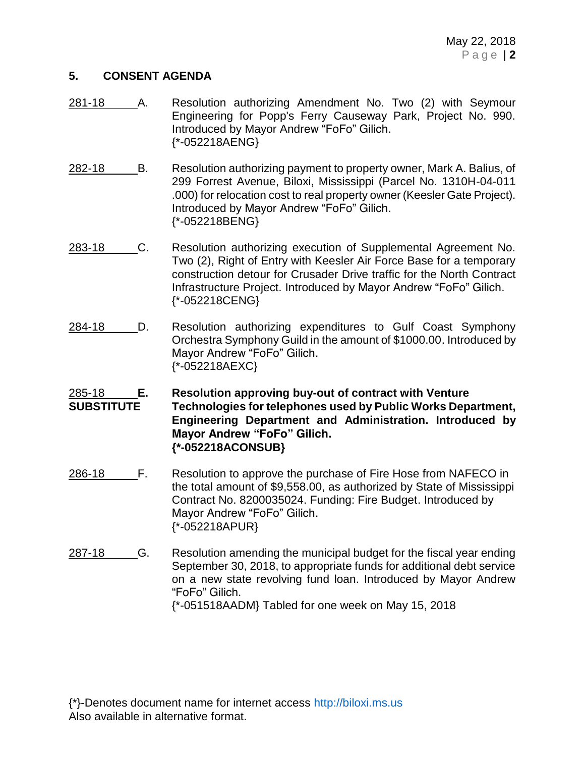## 5. CONSENT AGENDA

281-18 A. Resolution authorizing Amendment No. Two (2) with Seymour Engineering for Popp's Ferry Causeway Park, Project No. 990. Introduced by Mayor Andrew "FoFo" Gilich.
{*-052218AENG}

282-18 B. Resolution authorizing payment to property owner, Mark A. Balius, of 299 Forrest Avenue, Biloxi, Mississippi (Parcel No. 1310H-04-011 .000) for relocation cost to real property owner (Keesler Gate Project). Introduced by Mayor Andrew "FoFo" Gilich.
{*-052218BENG}

283-18 C. Resolution authorizing execution of Supplemental Agreement No. Two (2), Right of Entry with Keesler Air Force Base for a temporary construction detour for Crusader Drive traffic for the North Contract Infrastructure Project. Introduced by Mayor Andrew "FoFo" Gilich.
{*-052218CENG}

284-18 D. Resolution authorizing expenditures to Gulf Coast Symphony Orchestra Symphony Guild in the amount of $1000.00. Introduced by Mayor Andrew "FoFo" Gilich.
{*-052218AEXC}

**285-18 E. SUBSTITUTE** **Resolution approving buy-out of contract with Venture Technologies for telephones used by Public Works Department, Engineering Department and Administration. Introduced by Mayor Andrew "FoFo" Gilich.**
**{*-052218ACONSUB}**

286-18 F. Resolution to approve the purchase of Fire Hose from NAFECO in the total amount of $9,558.00, as authorized by State of Mississippi Contract No. 8200035024. Funding: Fire Budget. Introduced by Mayor Andrew "FoFo" Gilich.
{*-052218APUR}

287-18 G. Resolution amending the municipal budget for the fiscal year ending September 30, 2018, to appropriate funds for additional debt service on a new state revolving fund loan. Introduced by Mayor Andrew "FoFo" Gilich.
{*-051518AADM} Tabled for one week on May 15, 2018

{*}-Denotes document name for internet access http://biloxi.ms.us
Also available in alternative format.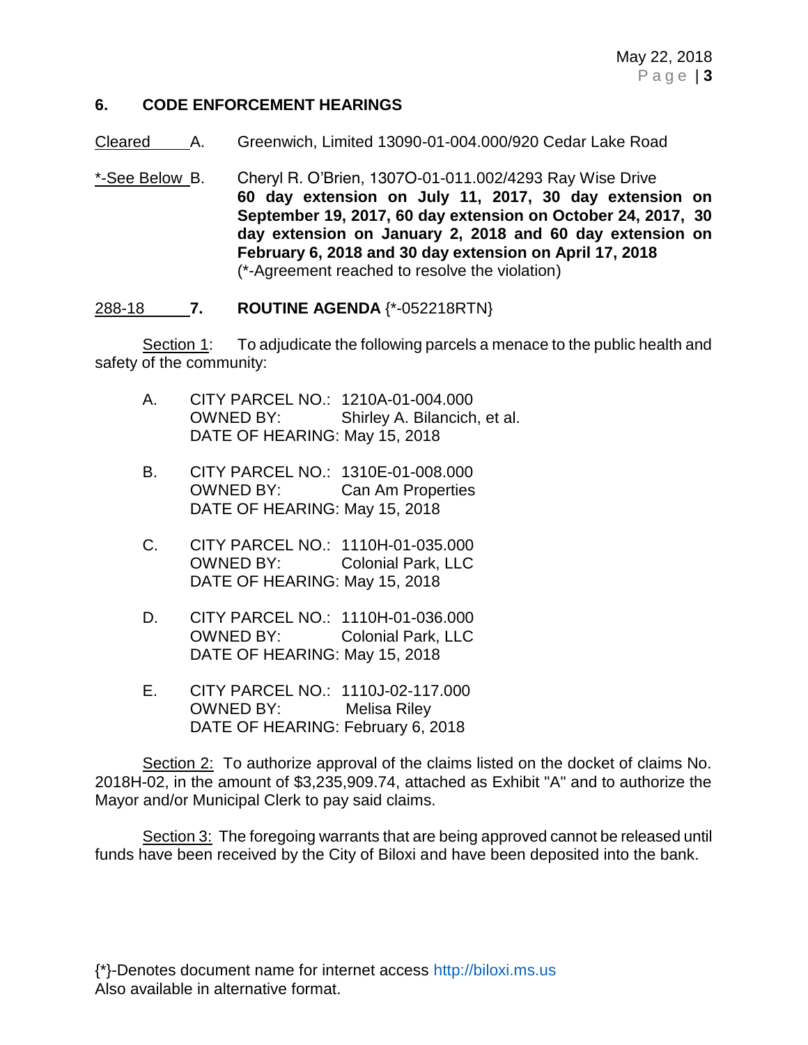## 6. CODE ENFORCEMENT HEARINGS

Cleared A. Greenwich, Limited 13090-01-004.000/920 Cedar Lake Road

*-See Below B. Cheryl R. O'Brien, 1307O-01-011.002/4293 Ray Wise Drive
**60 day extension on July 11, 2017, 30 day extension on September 19, 2017, 60 day extension on October 24, 2017, 30 day extension on January 2, 2018 and 60 day extension on February 6, 2018 and 30 day extension on April 17, 2018**
(*-Agreement reached to resolve the violation)

288-18 **7. ROUTINE AGENDA** {*-052218RTN}

Section 1: To adjudicate the following parcels a menace to the public health and safety of the community:

A. CITY PARCEL NO.: 1210A-01-004.000
OWNED BY: Shirley A. Bilancich, et al.
DATE OF HEARING: May 15, 2018

B. CITY PARCEL NO.: 1310E-01-008.000
OWNED BY: Can Am Properties
DATE OF HEARING: May 15, 2018

C. CITY PARCEL NO.: 1110H-01-035.000
OWNED BY: Colonial Park, LLC
DATE OF HEARING: May 15, 2018

D. CITY PARCEL NO.: 1110H-01-036.000
OWNED BY: Colonial Park, LLC
DATE OF HEARING: May 15, 2018

E. CITY PARCEL NO.: 1110J-02-117.000
OWNED BY: Melisa Riley
DATE OF HEARING: February 6, 2018

Section 2: To authorize approval of the claims listed on the docket of claims No. 2018H-02, in the amount of $3,235,909.74, attached as Exhibit "A" and to authorize the Mayor and/or Municipal Clerk to pay said claims.

Section 3: The foregoing warrants that are being approved cannot be released until funds have been received by the City of Biloxi and have been deposited into the bank.

{*}-Denotes document name for internet access http://biloxi.ms.us
Also available in alternative format.